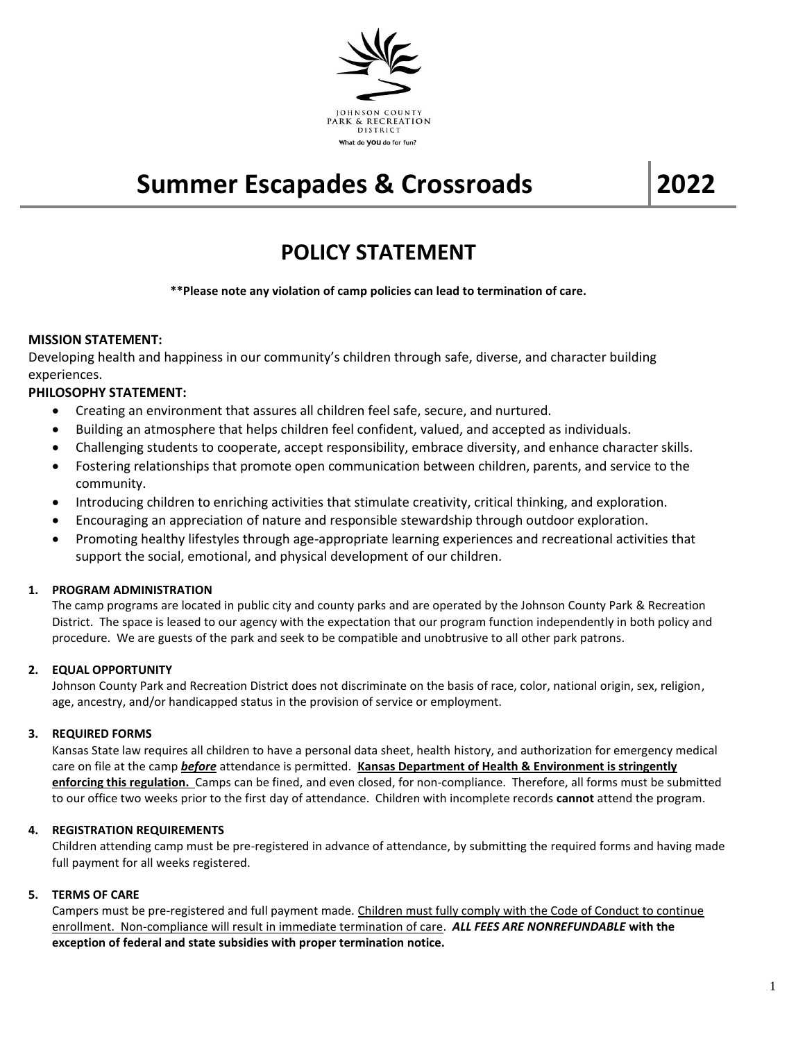JOHNSON COUNTY PARK & RECREATION DISTRICT

What do **you** do for fun?

# Summer Escapades & Crossroads 2022

## POLICY STATEMENT

**\*\*Please note any violation of camp policies can lead to termination of care.**

**MISSION STATEMENT:**

Developing health and happiness in our community's children through safe, diverse, and character building experiences.

**PHILOSOPHY STATEMENT:**

- Creating an environment that assures all children feel safe, secure, and nurtured.
- Building an atmosphere that helps children feel confident, valued, and accepted as individuals.
- Challenging students to cooperate, accept responsibility, embrace diversity, and enhance character skills.
- Fostering relationships that promote open communication between children, parents, and service to the community.
- Introducing children to enriching activities that stimulate creativity, critical thinking, and exploration.
- Encouraging an appreciation of nature and responsible stewardship through outdoor exploration.
- Promoting healthy lifestyles through age-appropriate learning experiences and recreational activities that support the social, emotional, and physical development of our children.

1. **PROGRAM ADMINISTRATION**

   The camp programs are located in public city and county parks and are operated by the Johnson County Park & Recreation District. The space is leased to our agency with the expectation that our program function independently in both policy and procedure. We are guests of the park and seek to be compatible and unobtrusive to all other park patrons.

2. **EQUAL OPPORTUNITY**

   Johnson County Park and Recreation District does not discriminate on the basis of race, color, national origin, sex, religion, age, ancestry, and/or handicapped status in the provision of service or employment.

3. **REQUIRED FORMS**

   Kansas State law requires all children to have a personal data sheet, health history, and authorization for emergency medical care on file at the camp ***before*** attendance is permitted. **Kansas Department of Health & Environment is stringently enforcing this regulation.** Camps can be fined, and even closed, for non-compliance. Therefore, all forms must be submitted to our office two weeks prior to the first day of attendance. Children with incomplete records **cannot** attend the program.

4. **REGISTRATION REQUIREMENTS**

   Children attending camp must be pre-registered in advance of attendance, by submitting the required forms and having made full payment for all weeks registered.

5. **TERMS OF CARE**

   Campers must be pre-registered and full payment made. Children must fully comply with the Code of Conduct to continue enrollment. Non-compliance will result in immediate termination of care. ***ALL FEES ARE NONREFUNDABLE*** **with the exception of federal and state subsidies with proper termination notice.**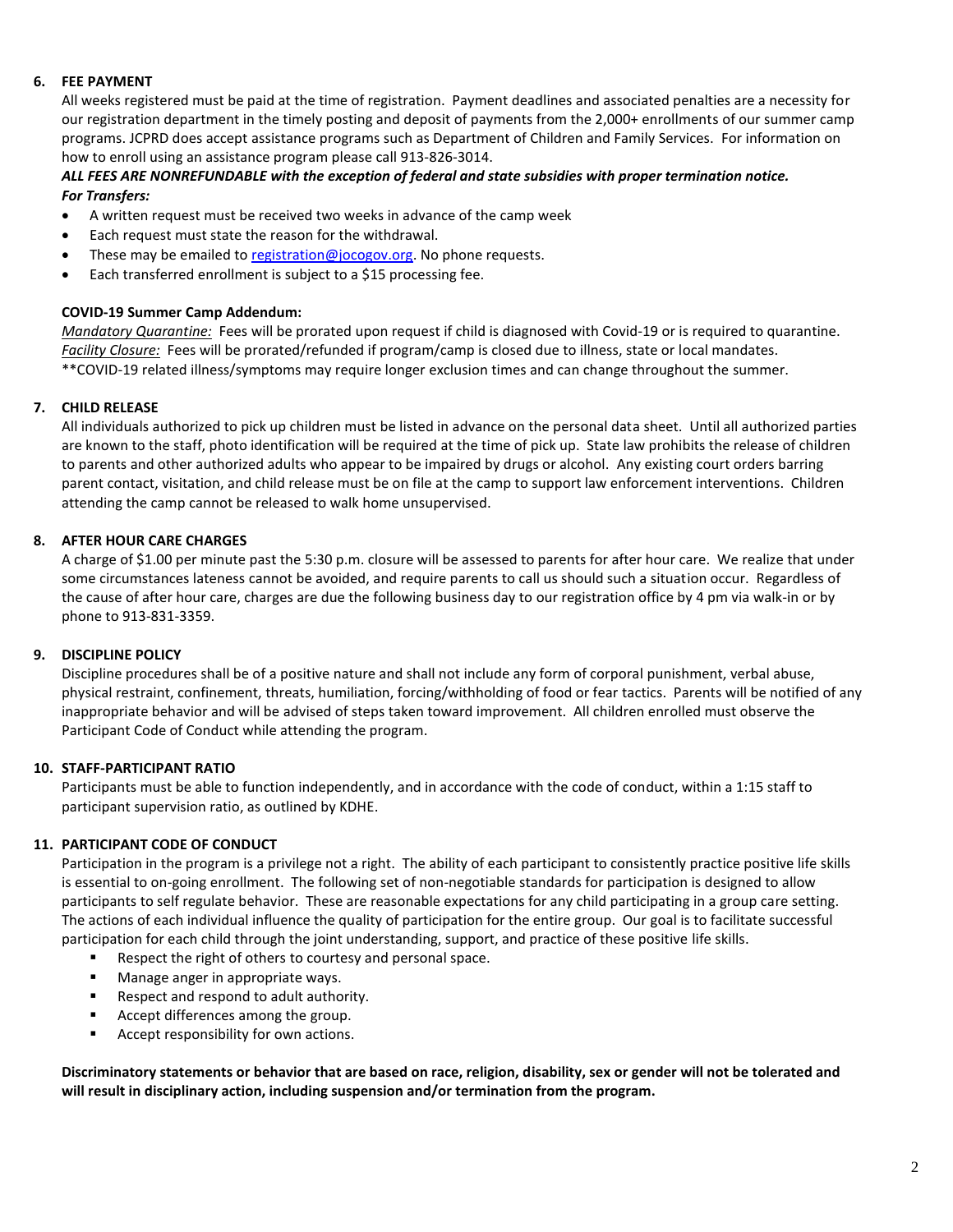6. **FEE PAYMENT**

All weeks registered must be paid at the time of registration. Payment deadlines and associated penalties are a necessity for our registration department in the timely posting and deposit of payments from the 2,000+ enrollments of our summer camp programs. JCPRD does accept assistance programs such as Department of Children and Family Services. For information on how to enroll using an assistance program please call 913-826-3014.

***ALL FEES ARE NONREFUNDABLE with the exception of federal and state subsidies with proper termination notice.***

***For Transfers:***

- A written request must be received two weeks in advance of the camp week
- Each request must state the reason for the withdrawal.
- These may be emailed to registration@jocogov.org. No phone requests.
- Each transferred enrollment is subject to a $15 processing fee.

**COVID-19 Summer Camp Addendum:**

*Mandatory Quarantine:* Fees will be prorated upon request if child is diagnosed with Covid-19 or is required to quarantine.
*Facility Closure:* Fees will be prorated/refunded if program/camp is closed due to illness, state or local mandates.
**COVID-19 related illness/symptoms may require longer exclusion times and can change throughout the summer.

7. **CHILD RELEASE**

All individuals authorized to pick up children must be listed in advance on the personal data sheet. Until all authorized parties are known to the staff, photo identification will be required at the time of pick up. State law prohibits the release of children to parents and other authorized adults who appear to be impaired by drugs or alcohol. Any existing court orders barring parent contact, visitation, and child release must be on file at the camp to support law enforcement interventions. Children attending the camp cannot be released to walk home unsupervised.

8. **AFTER HOUR CARE CHARGES**

A charge of $1.00 per minute past the 5:30 p.m. closure will be assessed to parents for after hour care. We realize that under some circumstances lateness cannot be avoided, and require parents to call us should such a situation occur. Regardless of the cause of after hour care, charges are due the following business day to our registration office by 4 pm via walk-in or by phone to 913-831-3359.

9. **DISCIPLINE POLICY**

Discipline procedures shall be of a positive nature and shall not include any form of corporal punishment, verbal abuse, physical restraint, confinement, threats, humiliation, forcing/withholding of food or fear tactics. Parents will be notified of any inappropriate behavior and will be advised of steps taken toward improvement. All children enrolled must observe the Participant Code of Conduct while attending the program.

10. **STAFF-PARTICIPANT RATIO**

Participants must be able to function independently, and in accordance with the code of conduct, within a 1:15 staff to participant supervision ratio, as outlined by KDHE.

11. **PARTICIPANT CODE OF CONDUCT**

Participation in the program is a privilege not a right. The ability of each participant to consistently practice positive life skills is essential to on-going enrollment. The following set of non-negotiable standards for participation is designed to allow participants to self regulate behavior. These are reasonable expectations for any child participating in a group care setting. The actions of each individual influence the quality of participation for the entire group. Our goal is to facilitate successful participation for each child through the joint understanding, support, and practice of these positive life skills.

- Respect the right of others to courtesy and personal space.
- Manage anger in appropriate ways.
- Respect and respond to adult authority.
- Accept differences among the group.
- Accept responsibility for own actions.

**Discriminatory statements or behavior that are based on race, religion, disability, sex or gender will not be tolerated and will result in disciplinary action, including suspension and/or termination from the program.**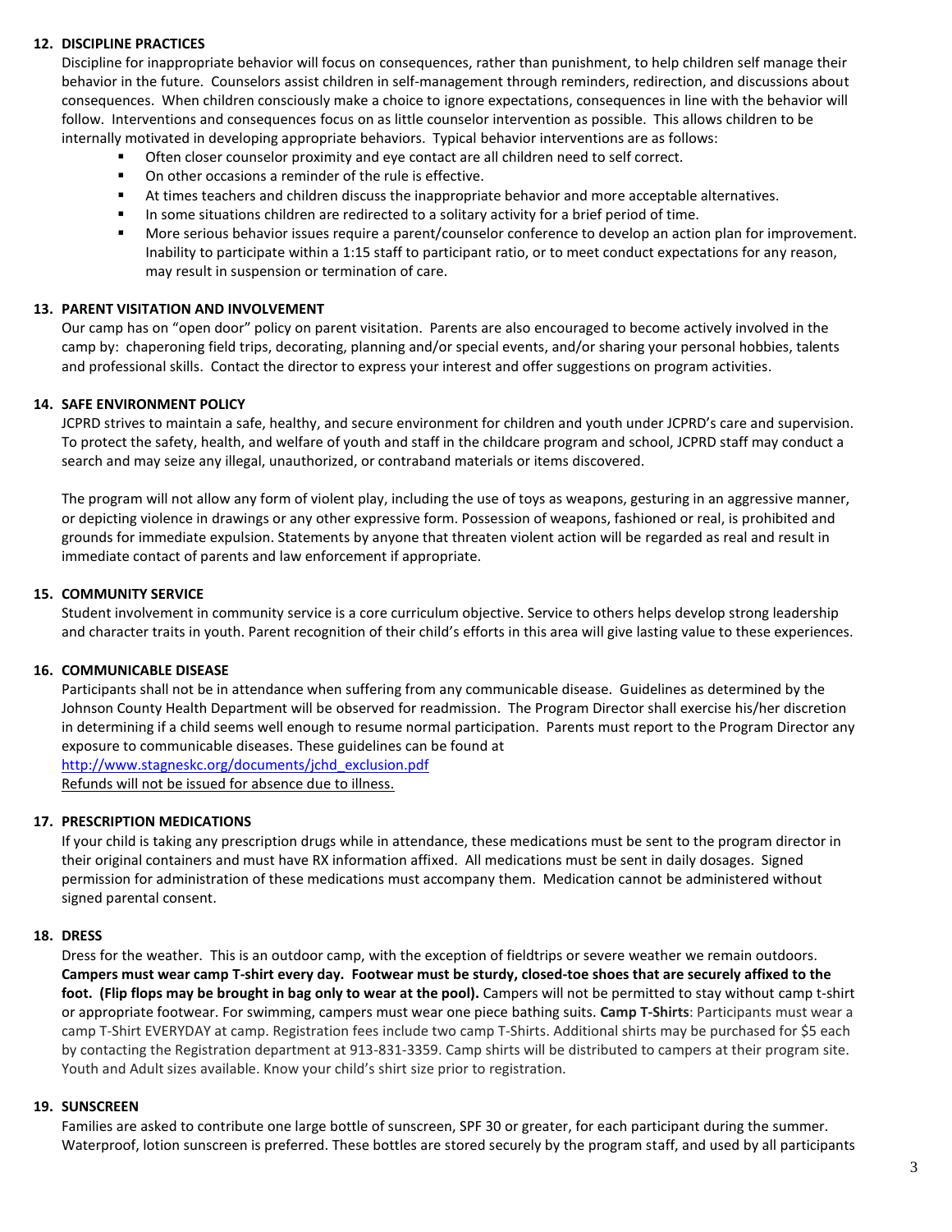**12. DISCIPLINE PRACTICES**

Discipline for inappropriate behavior will focus on consequences, rather than punishment, to help children self manage their behavior in the future. Counselors assist children in self-management through reminders, redirection, and discussions about consequences. When children consciously make a choice to ignore expectations, consequences in line with the behavior will follow. Interventions and consequences focus on as little counselor intervention as possible. This allows children to be internally motivated in developing appropriate behaviors. Typical behavior interventions are as follows:

- Often closer counselor proximity and eye contact are all children need to self correct.
- On other occasions a reminder of the rule is effective.
- At times teachers and children discuss the inappropriate behavior and more acceptable alternatives.
- In some situations children are redirected to a solitary activity for a brief period of time.
- More serious behavior issues require a parent/counselor conference to develop an action plan for improvement. Inability to participate within a 1:15 staff to participant ratio, or to meet conduct expectations for any reason, may result in suspension or termination of care.

**13. PARENT VISITATION AND INVOLVEMENT**

Our camp has on "open door" policy on parent visitation. Parents are also encouraged to become actively involved in the camp by: chaperoning field trips, decorating, planning and/or special events, and/or sharing your personal hobbies, talents and professional skills. Contact the director to express your interest and offer suggestions on program activities.

**14. SAFE ENVIRONMENT POLICY**

JCPRD strives to maintain a safe, healthy, and secure environment for children and youth under JCPRD's care and supervision. To protect the safety, health, and welfare of youth and staff in the childcare program and school, JCPRD staff may conduct a search and may seize any illegal, unauthorized, or contraband materials or items discovered.

The program will not allow any form of violent play, including the use of toys as weapons, gesturing in an aggressive manner, or depicting violence in drawings or any other expressive form. Possession of weapons, fashioned or real, is prohibited and grounds for immediate expulsion. Statements by anyone that threaten violent action will be regarded as real and result in immediate contact of parents and law enforcement if appropriate.

**15. COMMUNITY SERVICE**

Student involvement in community service is a core curriculum objective. Service to others helps develop strong leadership and character traits in youth. Parent recognition of their child's efforts in this area will give lasting value to these experiences.

**16. COMMUNICABLE DISEASE**

Participants shall not be in attendance when suffering from any communicable disease. Guidelines as determined by the Johnson County Health Department will be observed for readmission. The Program Director shall exercise his/her discretion in determining if a child seems well enough to resume normal participation. Parents must report to the Program Director any exposure to communicable diseases. These guidelines can be found at
http://www.stagneskc.org/documents/jchd_exclusion.pdf
Refunds will not be issued for absence due to illness.

**17. PRESCRIPTION MEDICATIONS**

If your child is taking any prescription drugs while in attendance, these medications must be sent to the program director in their original containers and must have RX information affixed. All medications must be sent in daily dosages. Signed permission for administration of these medications must accompany them. Medication cannot be administered without signed parental consent.

**18. DRESS**

Dress for the weather. This is an outdoor camp, with the exception of fieldtrips or severe weather we remain outdoors. **Campers must wear camp T-shirt every day. Footwear must be sturdy, closed-toe shoes that are securely affixed to the foot. (Flip flops may be brought in bag only to wear at the pool).** Campers will not be permitted to stay without camp t-shirt or appropriate footwear. For swimming, campers must wear one piece bathing suits. **Camp T-Shirts**: Participants must wear a camp T-Shirt EVERYDAY at camp. Registration fees include two camp T-Shirts. Additional shirts may be purchased for $5 each by contacting the Registration department at 913-831-3359. Camp shirts will be distributed to campers at their program site. Youth and Adult sizes available. Know your child's shirt size prior to registration.

**19. SUNSCREEN**

Families are asked to contribute one large bottle of sunscreen, SPF 30 or greater, for each participant during the summer. Waterproof, lotion sunscreen is preferred. These bottles are stored securely by the program staff, and used by all participants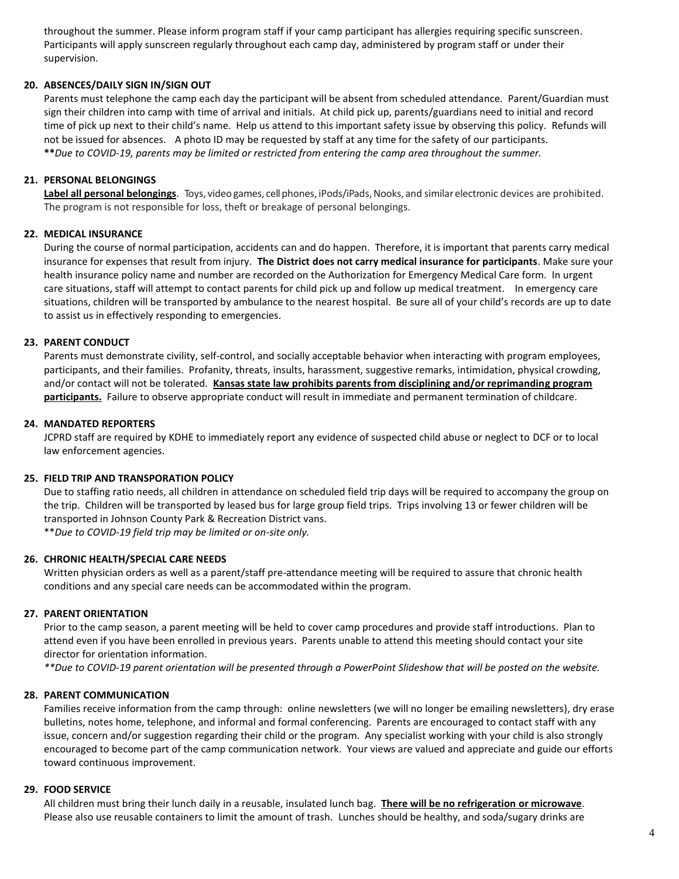throughout the summer. Please inform program staff if your camp participant has allergies requiring specific sunscreen. Participants will apply sunscreen regularly throughout each camp day, administered by program staff or under their supervision.

**20. ABSENCES/DAILY SIGN IN/SIGN OUT**

Parents must telephone the camp each day the participant will be absent from scheduled attendance. Parent/Guardian must sign their children into camp with time of arrival and initials. At child pick up, parents/guardians need to initial and record time of pick up next to their child's name. Help us attend to this important safety issue by observing this policy. Refunds will not be issued for absences. A photo ID may be requested by staff at any time for the safety of our participants.
**\*\****Due to COVID-19, parents may be limited or restricted from entering the camp area throughout the summer.*

**21. PERSONAL BELONGINGS**

**<u>Label all personal belongings</u>**. Toys, video games, cell phones, iPods/iPads, Nooks, and similar electronic devices are prohibited. The program is not responsible for loss, theft or breakage of personal belongings.

**22. MEDICAL INSURANCE**

During the course of normal participation, accidents can and do happen. Therefore, it is important that parents carry medical insurance for expenses that result from injury. **The District does not carry medical insurance for participants**. Make sure your health insurance policy name and number are recorded on the Authorization for Emergency Medical Care form. In urgent care situations, staff will attempt to contact parents for child pick up and follow up medical treatment. In emergency care situations, children will be transported by ambulance to the nearest hospital. Be sure all of your child's records are up to date to assist us in effectively responding to emergencies.

**23. PARENT CONDUCT**

Parents must demonstrate civility, self-control, and socially acceptable behavior when interacting with program employees, participants, and their families. Profanity, threats, insults, harassment, suggestive remarks, intimidation, physical crowding, and/or contact will not be tolerated. **<u>Kansas state law prohibits parents from disciplining and/or reprimanding program participants.</u>** Failure to observe appropriate conduct will result in immediate and permanent termination of childcare.

**24. MANDATED REPORTERS**

JCPRD staff are required by KDHE to immediately report any evidence of suspected child abuse or neglect to DCF or to local law enforcement agencies.

**25. FIELD TRIP AND TRANSPORATION POLICY**

Due to staffing ratio needs, all children in attendance on scheduled field trip days will be required to accompany the group on the trip. Children will be transported by leased bus for large group field trips. Trips involving 13 or fewer children will be transported in Johnson County Park & Recreation District vans.
\*\**Due to COVID-19 field trip may be limited or on-site only.*

**26. CHRONIC HEALTH/SPECIAL CARE NEEDS**

Written physician orders as well as a parent/staff pre-attendance meeting will be required to assure that chronic health conditions and any special care needs can be accommodated within the program.

**27. PARENT ORIENTATION**

Prior to the camp season, a parent meeting will be held to cover camp procedures and provide staff introductions. Plan to attend even if you have been enrolled in previous years. Parents unable to attend this meeting should contact your site director for orientation information.
*\*\*Due to COVID-19 parent orientation will be presented through a PowerPoint Slideshow that will be posted on the website.*

**28. PARENT COMMUNICATION**

Families receive information from the camp through: online newsletters (we will no longer be emailing newsletters), dry erase bulletins, notes home, telephone, and informal and formal conferencing. Parents are encouraged to contact staff with any issue, concern and/or suggestion regarding their child or the program. Any specialist working with your child is also strongly encouraged to become part of the camp communication network. Your views are valued and appreciate and guide our efforts toward continuous improvement.

**29. FOOD SERVICE**

All children must bring their lunch daily in a reusable, insulated lunch bag. **<u>There will be no refrigeration or microwave</u>**. Please also use reusable containers to limit the amount of trash. Lunches should be healthy, and soda/sugary drinks are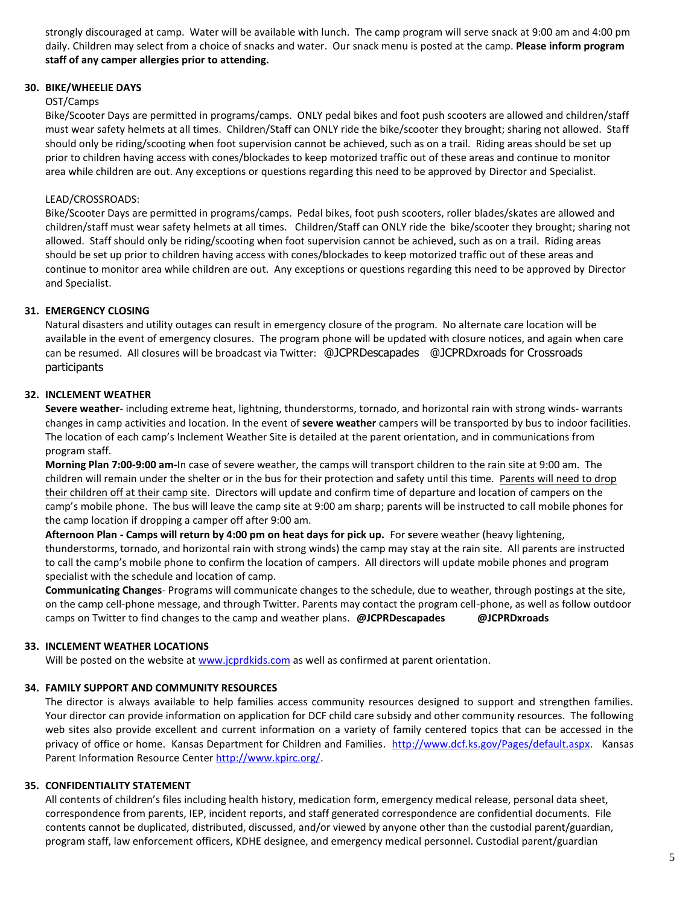strongly discouraged at camp. Water will be available with lunch. The camp program will serve snack at 9:00 am and 4:00 pm daily. Children may select from a choice of snacks and water. Our snack menu is posted at the camp. **Please inform program staff of any camper allergies prior to attending.**

**30. BIKE/WHEELIE DAYS**

OST/Camps

Bike/Scooter Days are permitted in programs/camps. ONLY pedal bikes and foot push scooters are allowed and children/staff must wear safety helmets at all times. Children/Staff can ONLY ride the bike/scooter they brought; sharing not allowed. Staff should only be riding/scooting when foot supervision cannot be achieved, such as on a trail. Riding areas should be set up prior to children having access with cones/blockades to keep motorized traffic out of these areas and continue to monitor area while children are out. Any exceptions or questions regarding this need to be approved by Director and Specialist.

LEAD/CROSSROADS:

Bike/Scooter Days are permitted in programs/camps. Pedal bikes, foot push scooters, roller blades/skates are allowed and children/staff must wear safety helmets at all times. Children/Staff can ONLY ride the bike/scooter they brought; sharing not allowed. Staff should only be riding/scooting when foot supervision cannot be achieved, such as on a trail. Riding areas should be set up prior to children having access with cones/blockades to keep motorized traffic out of these areas and continue to monitor area while children are out. Any exceptions or questions regarding this need to be approved by Director and Specialist.

**31. EMERGENCY CLOSING**

Natural disasters and utility outages can result in emergency closure of the program. No alternate care location will be available in the event of emergency closures. The program phone will be updated with closure notices, and again when care can be resumed. All closures will be broadcast via Twitter: @JCPRDescapades @JCPRDxroads for Crossroads participants

**32. INCLEMENT WEATHER**

**Severe weather**- including extreme heat, lightning, thunderstorms, tornado, and horizontal rain with strong winds- warrants changes in camp activities and location. In the event of **severe weather** campers will be transported by bus to indoor facilities. The location of each camp's Inclement Weather Site is detailed at the parent orientation, and in communications from program staff.

**Morning Plan 7:00-9:00 am-**In case of severe weather, the camps will transport children to the rain site at 9:00 am. The children will remain under the shelter or in the bus for their protection and safety until this time. Parents will need to drop their children off at their camp site. Directors will update and confirm time of departure and location of campers on the camp's mobile phone. The bus will leave the camp site at 9:00 am sharp; parents will be instructed to call mobile phones for the camp location if dropping a camper off after 9:00 am.

**Afternoon Plan - Camps will return by 4:00 pm on heat days for pick up.** For severe weather (heavy lightening, thunderstorms, tornado, and horizontal rain with strong winds) the camp may stay at the rain site. All parents are instructed to call the camp's mobile phone to confirm the location of campers. All directors will update mobile phones and program specialist with the schedule and location of camp.

**Communicating Changes**- Programs will communicate changes to the schedule, due to weather, through postings at the site, on the camp cell-phone message, and through Twitter. Parents may contact the program cell-phone, as well as follow outdoor camps on Twitter to find changes to the camp and weather plans. **@JCPRDescapades** **@JCPRDxroads**

**33. INCLEMENT WEATHER LOCATIONS**

Will be posted on the website at www.jcprdkids.com as well as confirmed at parent orientation.

**34. FAMILY SUPPORT AND COMMUNITY RESOURCES**

The director is always available to help families access community resources designed to support and strengthen families. Your director can provide information on application for DCF child care subsidy and other community resources. The following web sites also provide excellent and current information on a variety of family centered topics that can be accessed in the privacy of office or home. Kansas Department for Children and Families. http://www.dcf.ks.gov/Pages/default.aspx. Kansas Parent Information Resource Center http://www.kpirc.org/.

**35. CONFIDENTIALITY STATEMENT**

All contents of children's files including health history, medication form, emergency medical release, personal data sheet, correspondence from parents, IEP, incident reports, and staff generated correspondence are confidential documents. File contents cannot be duplicated, distributed, discussed, and/or viewed by anyone other than the custodial parent/guardian, program staff, law enforcement officers, KDHE designee, and emergency medical personnel. Custodial parent/guardian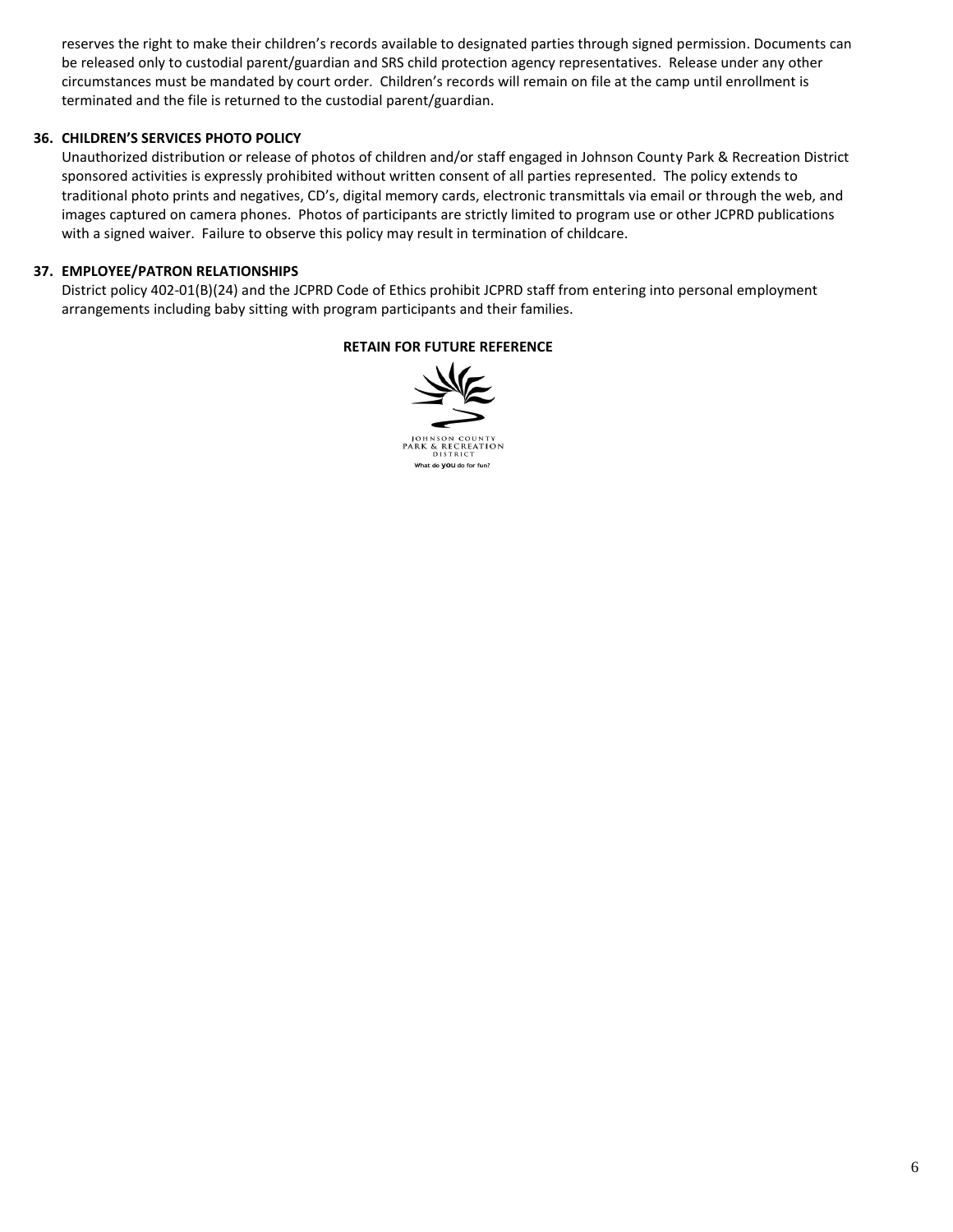reserves the right to make their children's records available to designated parties through signed permission. Documents can be released only to custodial parent/guardian and SRS child protection agency representatives. Release under any other circumstances must be mandated by court order. Children's records will remain on file at the camp until enrollment is terminated and the file is returned to the custodial parent/guardian.

**36. CHILDREN'S SERVICES PHOTO POLICY**

Unauthorized distribution or release of photos of children and/or staff engaged in Johnson County Park & Recreation District sponsored activities is expressly prohibited without written consent of all parties represented. The policy extends to traditional photo prints and negatives, CD's, digital memory cards, electronic transmittals via email or through the web, and images captured on camera phones. Photos of participants are strictly limited to program use or other JCPRD publications with a signed waiver. Failure to observe this policy may result in termination of childcare.

**37. EMPLOYEE/PATRON RELATIONSHIPS**

District policy 402-01(B)(24) and the JCPRD Code of Ethics prohibit JCPRD staff from entering into personal employment arrangements including baby sitting with program participants and their families.

**RETAIN FOR FUTURE REFERENCE**

JOHNSON COUNTY PARK & RECREATION DISTRICT

What do you do for fun?